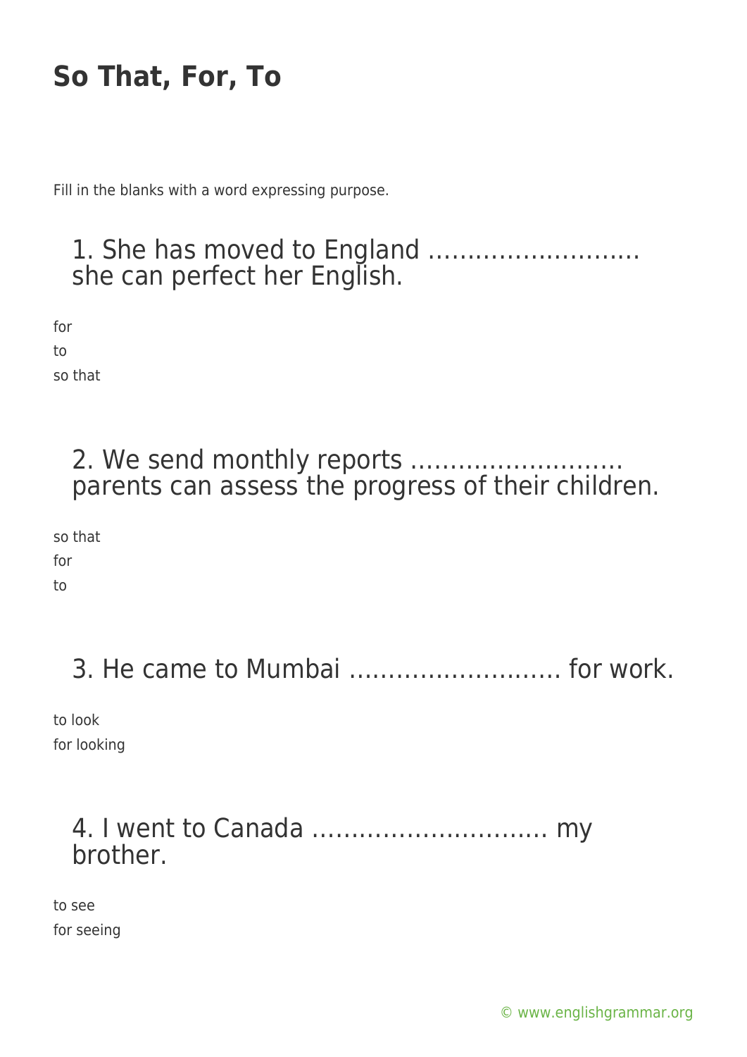# So That, For, To

Fill in the blanks with a word expressing purpose.

## 1. She has moved to England ……………………… she can perfect her English.

for
to
so that

## 2. We send monthly reports ……………………… parents can assess the progress of their children.

so that
for
to

## 3. He came to Mumbai ……………………… for work.

to look
for looking

## 4. I went to Canada ………………………… my brother.

to see
for seeing

© www.englishgrammar.org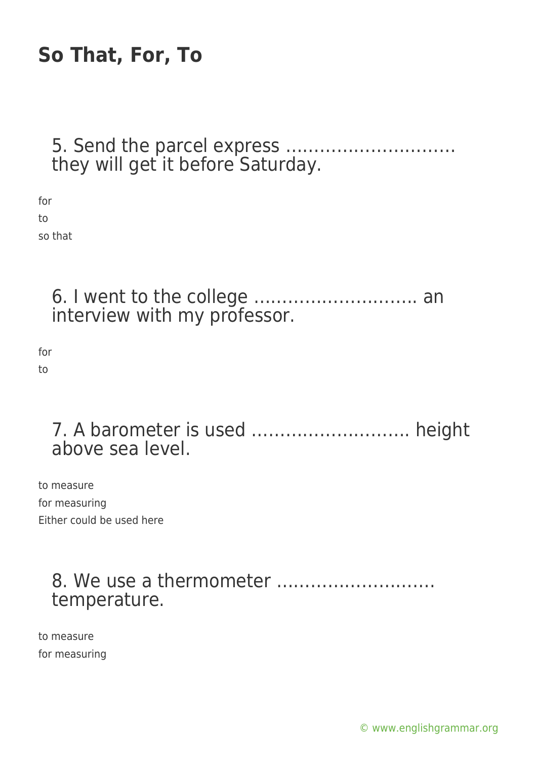# So That, For, To

5. Send the parcel express ………………………… they will get it before Saturday.

for
to
so that

6. I went to the college ……………………….. an interview with my professor.

for
to

7. A barometer is used ……………………….. height above sea level.

to measure
for measuring
Either could be used here

8. We use a thermometer ………………………. temperature.

to measure
for measuring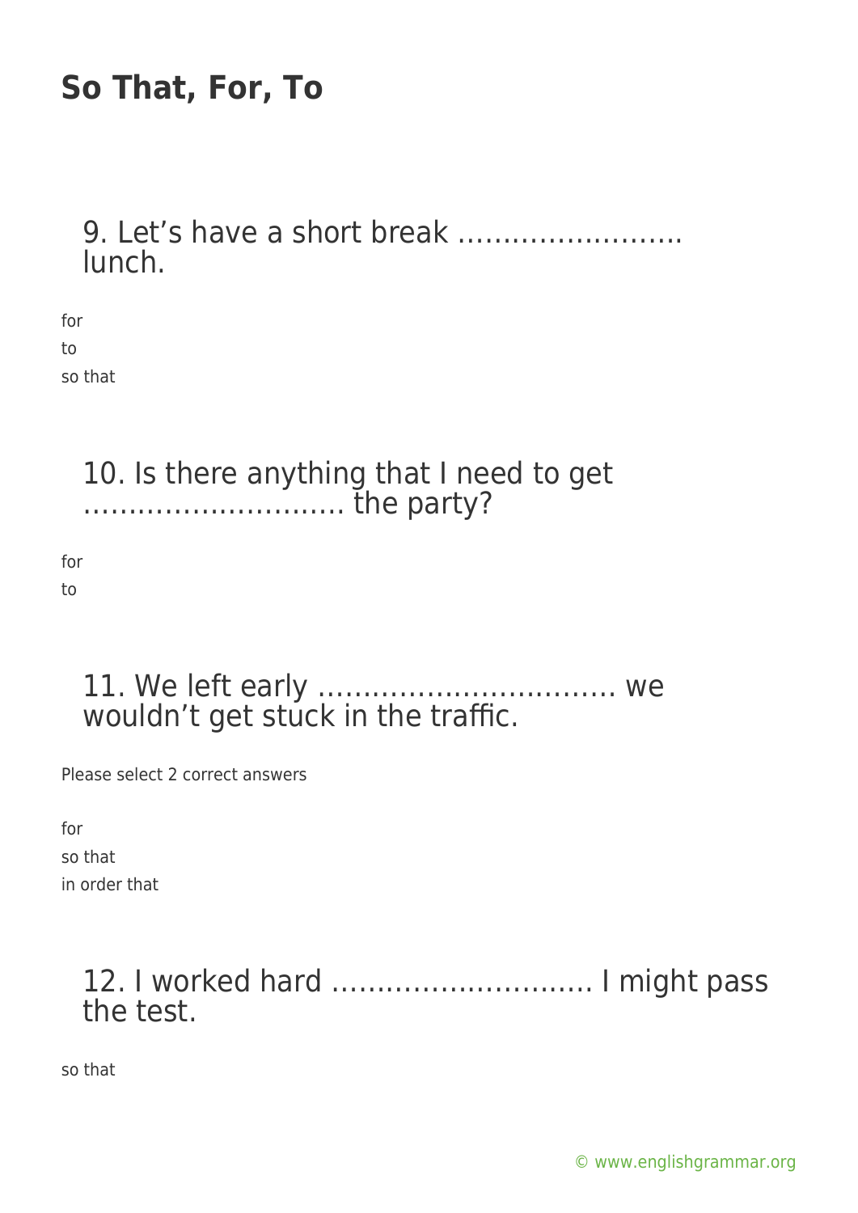# So That, For, To

## 9. Let's have a short break ……………………. lunch.

for

to

so that

## 10. Is there anything that I need to get ……………………….. the party?

for

to

## 11. We left early …………………………… we wouldn't get stuck in the traffic.

Please select 2 correct answers

for

so that

in order that

## 12. I worked hard ……………………….. I might pass the test.

so that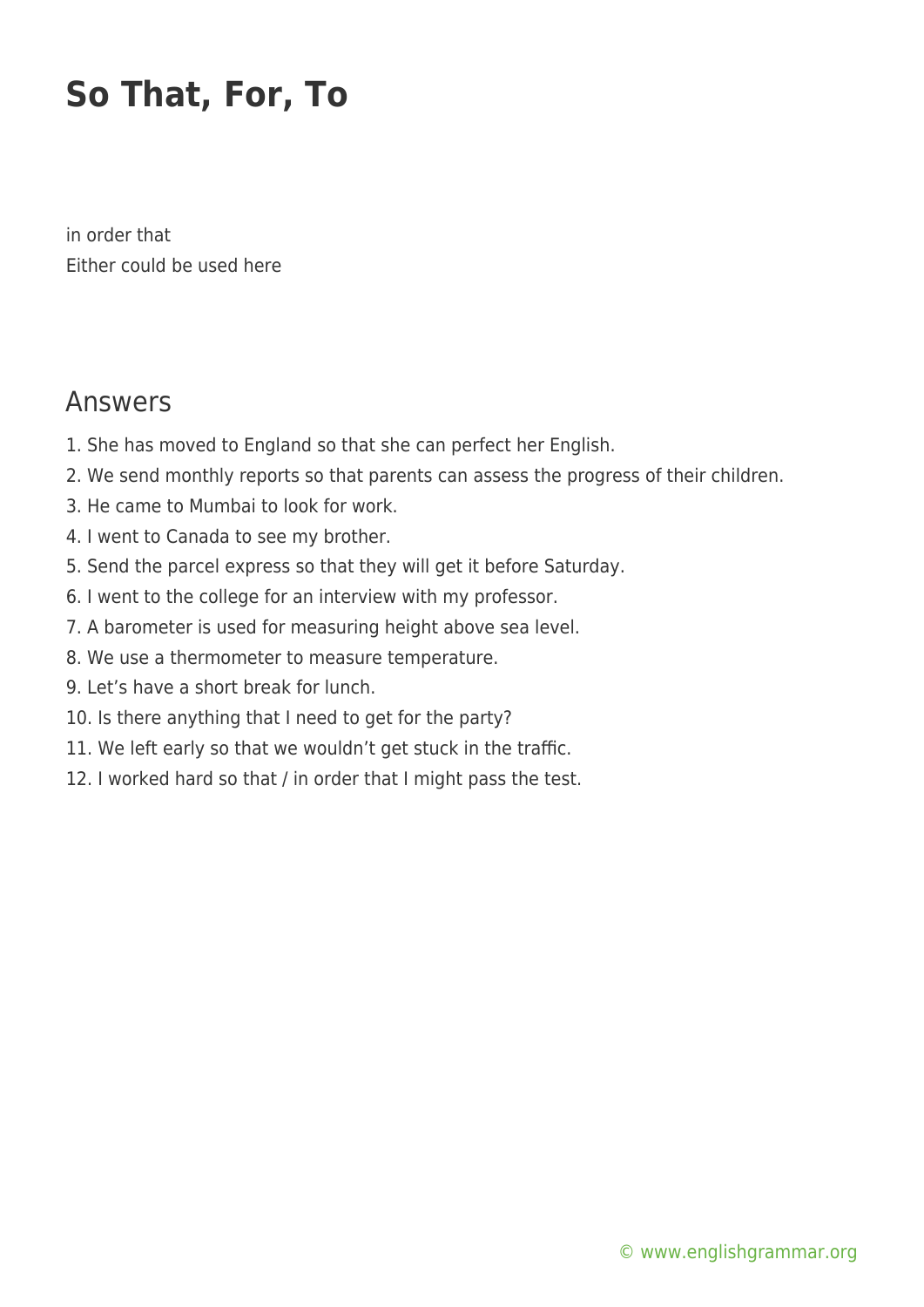# So That, For, To

in order that
Either could be used here

## Answers

1. She has moved to England so that she can perfect her English.
2. We send monthly reports so that parents can assess the progress of their children.
3. He came to Mumbai to look for work.
4. I went to Canada to see my brother.
5. Send the parcel express so that they will get it before Saturday.
6. I went to the college for an interview with my professor.
7. A barometer is used for measuring height above sea level.
8. We use a thermometer to measure temperature.
9. Let's have a short break for lunch.
10. Is there anything that I need to get for the party?
11. We left early so that we wouldn't get stuck in the traffic.
12. I worked hard so that / in order that I might pass the test.